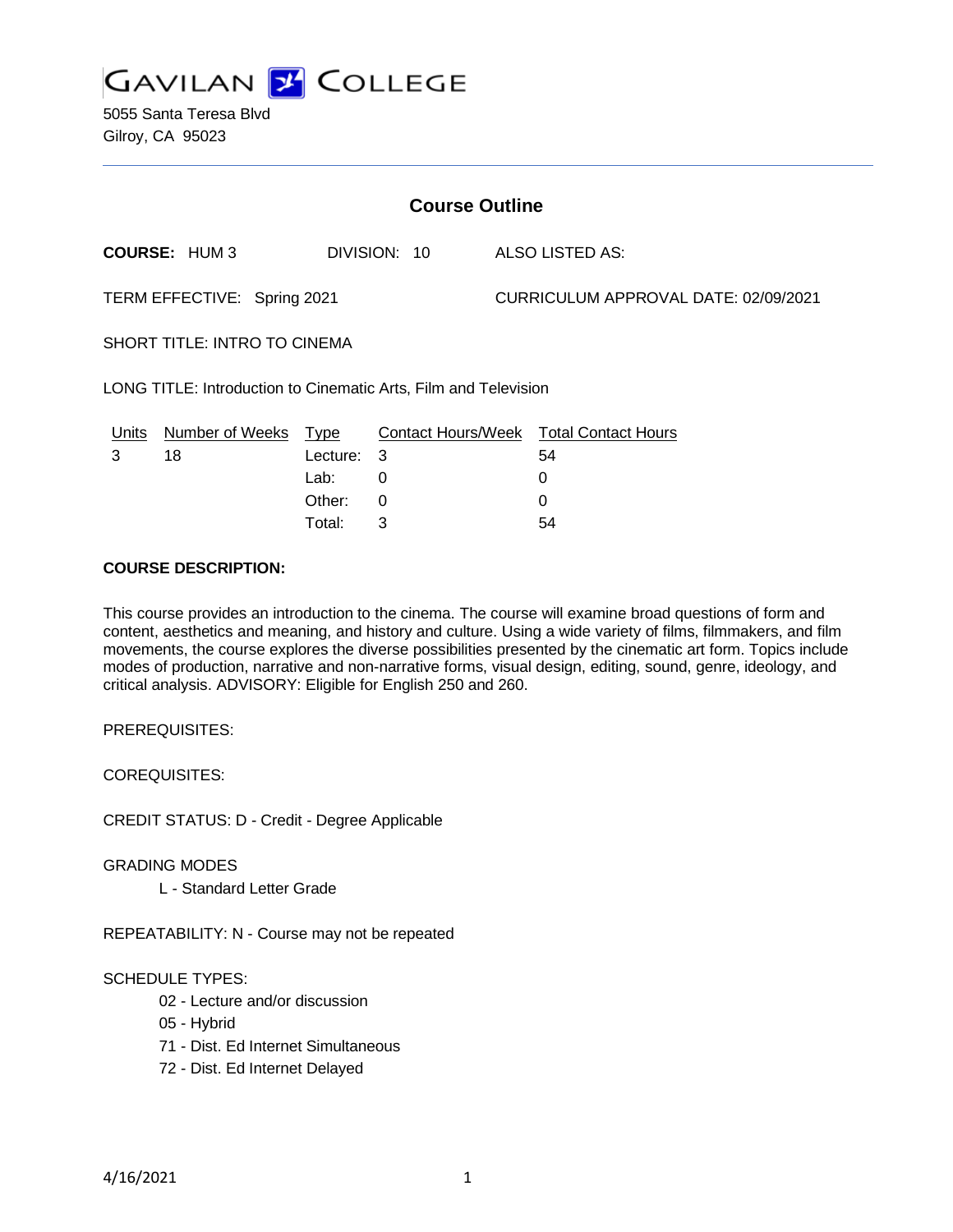# GAVILAN COLLEGE

5055 Santa Teresa Blvd
Gilroy, CA 95023

## Course Outline

**COURSE:** HUM 3 DIVISION: 10 ALSO LISTED AS:

TERM EFFECTIVE: Spring 2021 CURRICULUM APPROVAL DATE: 02/09/2021

SHORT TITLE: INTRO TO CINEMA

LONG TITLE: Introduction to Cinematic Arts, Film and Television

| Units | Number of Weeks | Type | Contact Hours/Week | Total Contact Hours |
|---|---|---|---|---|
| 3 | 18 | Lecture: | 3 | 54 |
| | | Lab: | 0 | 0 |
| | | Other: | 0 | 0 |
| | | Total: | 3 | 54 |

**COURSE DESCRIPTION:**

This course provides an introduction to the cinema. The course will examine broad questions of form and content, aesthetics and meaning, and history and culture. Using a wide variety of films, filmmakers, and film movements, the course explores the diverse possibilities presented by the cinematic art form. Topics include modes of production, narrative and non-narrative forms, visual design, editing, sound, genre, ideology, and critical analysis. ADVISORY: Eligible for English 250 and 260.

PREREQUISITES:

COREQUISITES:

CREDIT STATUS: D - Credit - Degree Applicable

GRADING MODES

- L - Standard Letter Grade

REPEATABILITY: N - Course may not be repeated

SCHEDULE TYPES:

- 02 - Lecture and/or discussion
- 05 - Hybrid
- 71 - Dist. Ed Internet Simultaneous
- 72 - Dist. Ed Internet Delayed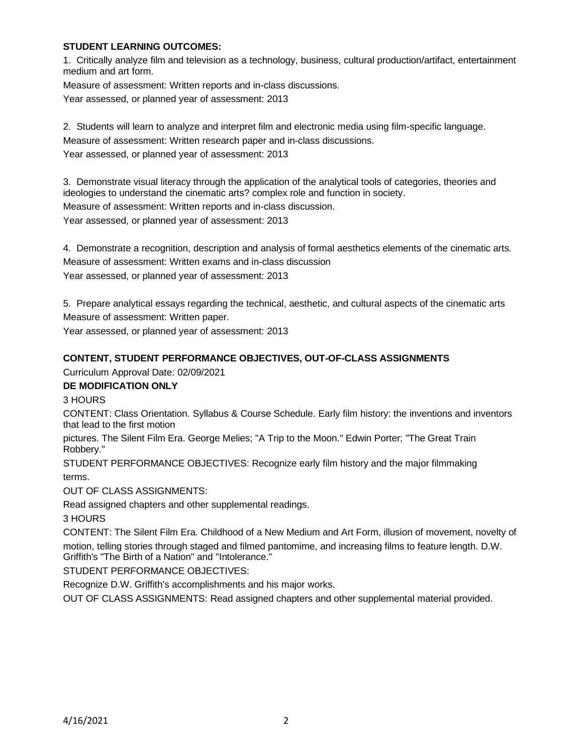**STUDENT LEARNING OUTCOMES:**

1. Critically analyze film and television as a technology, business, cultural production/artifact, entertainment medium and art form.

Measure of assessment: Written reports and in-class discussions.

Year assessed, or planned year of assessment: 2013

2. Students will learn to analyze and interpret film and electronic media using film-specific language.

Measure of assessment: Written research paper and in-class discussions.

Year assessed, or planned year of assessment: 2013

3. Demonstrate visual literacy through the application of the analytical tools of categories, theories and ideologies to understand the cinematic arts? complex role and function in society.

Measure of assessment: Written reports and in-class discussion.

Year assessed, or planned year of assessment: 2013

4. Demonstrate a recognition, description and analysis of formal aesthetics elements of the cinematic arts.

Measure of assessment: Written exams and in-class discussion

Year assessed, or planned year of assessment: 2013

5. Prepare analytical essays regarding the technical, aesthetic, and cultural aspects of the cinematic arts

Measure of assessment: Written paper.

Year assessed, or planned year of assessment: 2013

**CONTENT, STUDENT PERFORMANCE OBJECTIVES, OUT-OF-CLASS ASSIGNMENTS**

Curriculum Approval Date: 02/09/2021

**DE MODIFICATION ONLY**

3 HOURS

CONTENT: Class Orientation. Syllabus & Course Schedule. Early film history: the inventions and inventors that lead to the first motion pictures. The Silent Film Era. George Melies; "A Trip to the Moon." Edwin Porter; "The Great Train Robbery."

STUDENT PERFORMANCE OBJECTIVES: Recognize early film history and the major filmmaking terms.

OUT OF CLASS ASSIGNMENTS:

Read assigned chapters and other supplemental readings.

3 HOURS

CONTENT: The Silent Film Era. Childhood of a New Medium and Art Form, illusion of movement, novelty of motion, telling stories through staged and filmed pantomime, and increasing films to feature length. D.W. Griffith's "The Birth of a Nation" and "Intolerance."

STUDENT PERFORMANCE OBJECTIVES:

Recognize D.W. Griffith's accomplishments and his major works.

OUT OF CLASS ASSIGNMENTS: Read assigned chapters and other supplemental material provided.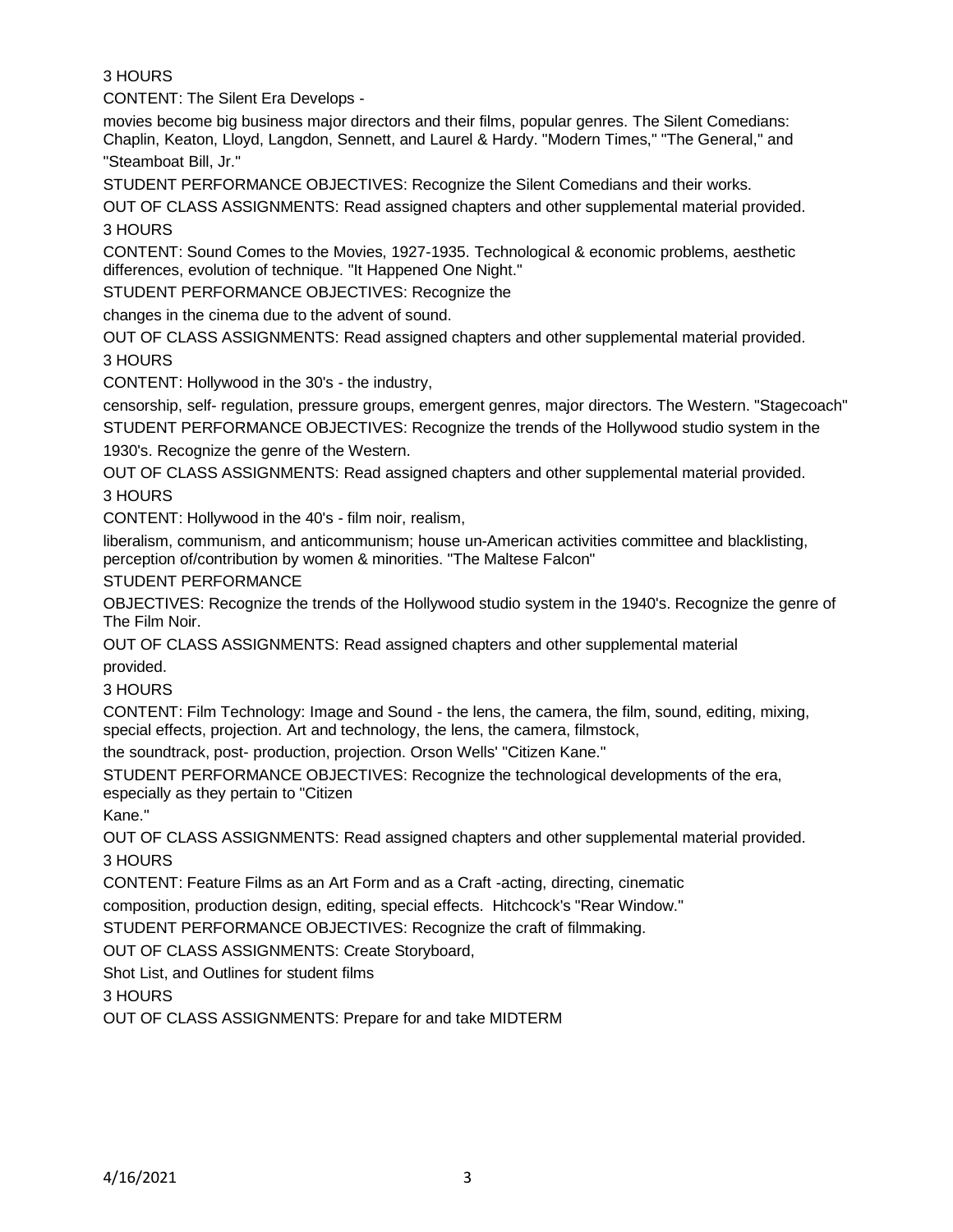3 HOURS

CONTENT: The Silent Era Develops - movies become big business major directors and their films, popular genres. The Silent Comedians: Chaplin, Keaton, Lloyd, Langdon, Sennett, and Laurel & Hardy. "Modern Times," "The General," and "Steamboat Bill, Jr."

STUDENT PERFORMANCE OBJECTIVES: Recognize the Silent Comedians and their works.

OUT OF CLASS ASSIGNMENTS: Read assigned chapters and other supplemental material provided.

3 HOURS

CONTENT: Sound Comes to the Movies, 1927-1935. Technological & economic problems, aesthetic differences, evolution of technique. "It Happened One Night."

STUDENT PERFORMANCE OBJECTIVES: Recognize the changes in the cinema due to the advent of sound.

OUT OF CLASS ASSIGNMENTS: Read assigned chapters and other supplemental material provided.

3 HOURS

CONTENT: Hollywood in the 30's - the industry, censorship, self- regulation, pressure groups, emergent genres, major directors. The Western. "Stagecoach"

STUDENT PERFORMANCE OBJECTIVES: Recognize the trends of the Hollywood studio system in the 1930's. Recognize the genre of the Western.

OUT OF CLASS ASSIGNMENTS: Read assigned chapters and other supplemental material provided.

3 HOURS

CONTENT: Hollywood in the 40's - film noir, realism, liberalism, communism, and anticommunism; house un-American activities committee and blacklisting, perception of/contribution by women & minorities. "The Maltese Falcon"

STUDENT PERFORMANCE OBJECTIVES: Recognize the trends of the Hollywood studio system in the 1940's. Recognize the genre of The Film Noir.

OUT OF CLASS ASSIGNMENTS: Read assigned chapters and other supplemental material provided.

3 HOURS

CONTENT: Film Technology: Image and Sound - the lens, the camera, the film, sound, editing, mixing, special effects, projection. Art and technology, the lens, the camera, filmstock, the soundtrack, post- production, projection. Orson Wells' "Citizen Kane."

STUDENT PERFORMANCE OBJECTIVES: Recognize the technological developments of the era, especially as they pertain to "Citizen Kane."

OUT OF CLASS ASSIGNMENTS: Read assigned chapters and other supplemental material provided.

3 HOURS

CONTENT: Feature Films as an Art Form and as a Craft -acting, directing, cinematic composition, production design, editing, special effects. Hitchcock's "Rear Window."

STUDENT PERFORMANCE OBJECTIVES: Recognize the craft of filmmaking.

OUT OF CLASS ASSIGNMENTS: Create Storyboard, Shot List, and Outlines for student films

3 HOURS

OUT OF CLASS ASSIGNMENTS: Prepare for and take MIDTERM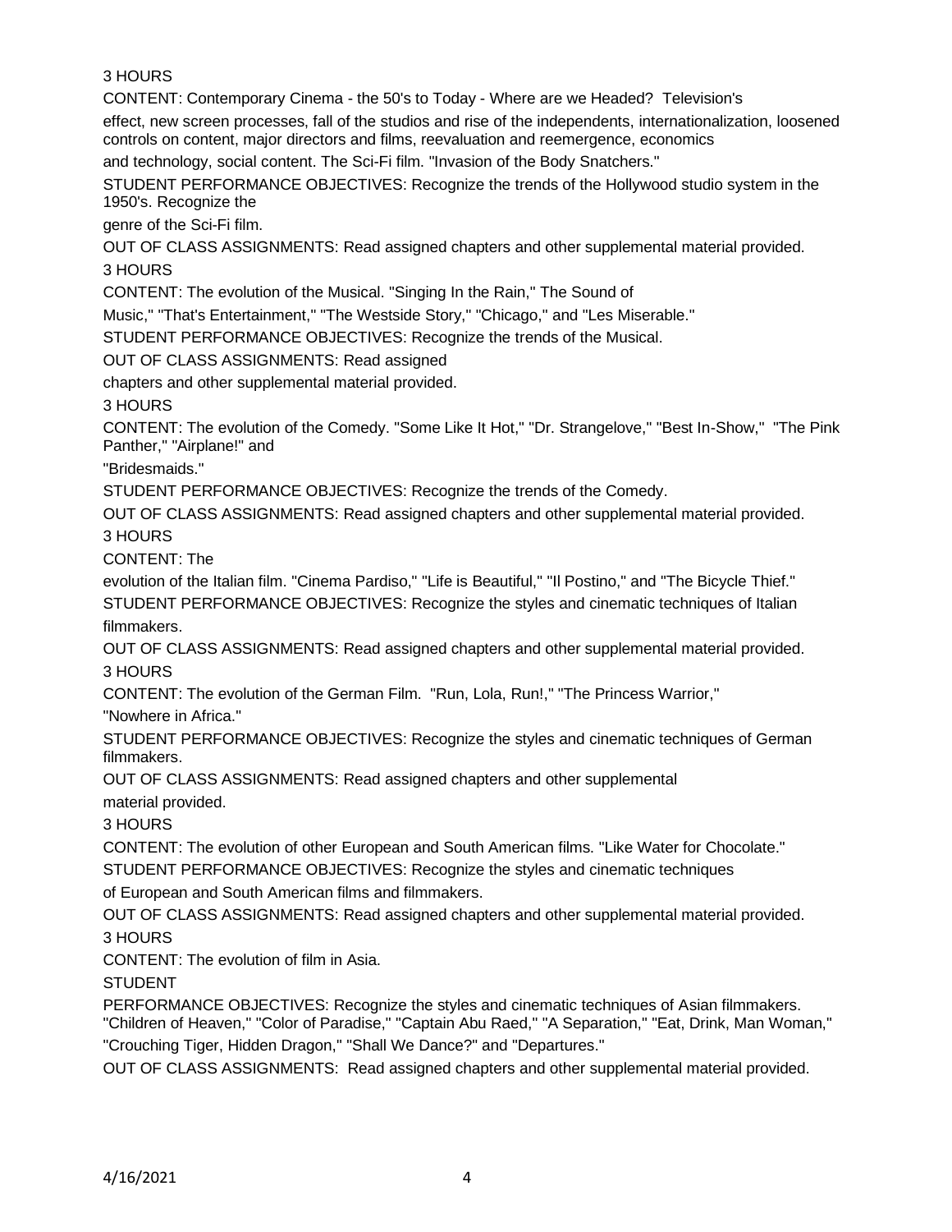3 HOURS

CONTENT: Contemporary Cinema - the 50's to Today - Where are we Headed? Television's effect, new screen processes, fall of the studios and rise of the independents, internationalization, loosened controls on content, major directors and films, reevaluation and reemergence, economics and technology, social content. The Sci-Fi film. "Invasion of the Body Snatchers."

STUDENT PERFORMANCE OBJECTIVES: Recognize the trends of the Hollywood studio system in the 1950's. Recognize the genre of the Sci-Fi film.

OUT OF CLASS ASSIGNMENTS: Read assigned chapters and other supplemental material provided.

3 HOURS

CONTENT: The evolution of the Musical. "Singing In the Rain," The Sound of Music," "That's Entertainment," "The Westside Story," "Chicago," and "Les Miserable."

STUDENT PERFORMANCE OBJECTIVES: Recognize the trends of the Musical.

OUT OF CLASS ASSIGNMENTS: Read assigned chapters and other supplemental material provided.

3 HOURS

CONTENT: The evolution of the Comedy. "Some Like It Hot," "Dr. Strangelove," "Best In-Show," "The Pink Panther," "Airplane!" and "Bridesmaids."

STUDENT PERFORMANCE OBJECTIVES: Recognize the trends of the Comedy.

OUT OF CLASS ASSIGNMENTS: Read assigned chapters and other supplemental material provided.

3 HOURS

CONTENT: The evolution of the Italian film. "Cinema Pardiso," "Life is Beautiful," "Il Postino," and "The Bicycle Thief."

STUDENT PERFORMANCE OBJECTIVES: Recognize the styles and cinematic techniques of Italian filmmakers.

OUT OF CLASS ASSIGNMENTS: Read assigned chapters and other supplemental material provided.

3 HOURS

CONTENT: The evolution of the German Film. "Run, Lola, Run!," "The Princess Warrior," "Nowhere in Africa."

STUDENT PERFORMANCE OBJECTIVES: Recognize the styles and cinematic techniques of German filmmakers.

OUT OF CLASS ASSIGNMENTS: Read assigned chapters and other supplemental material provided.

3 HOURS

CONTENT: The evolution of other European and South American films. "Like Water for Chocolate."

STUDENT PERFORMANCE OBJECTIVES: Recognize the styles and cinematic techniques of European and South American films and filmmakers.

OUT OF CLASS ASSIGNMENTS: Read assigned chapters and other supplemental material provided.

3 HOURS

CONTENT: The evolution of film in Asia.

STUDENT PERFORMANCE OBJECTIVES: Recognize the styles and cinematic techniques of Asian filmmakers. "Children of Heaven," "Color of Paradise," "Captain Abu Raed," "A Separation," "Eat, Drink, Man Woman," "Crouching Tiger, Hidden Dragon," "Shall We Dance?" and "Departures."

OUT OF CLASS ASSIGNMENTS: Read assigned chapters and other supplemental material provided.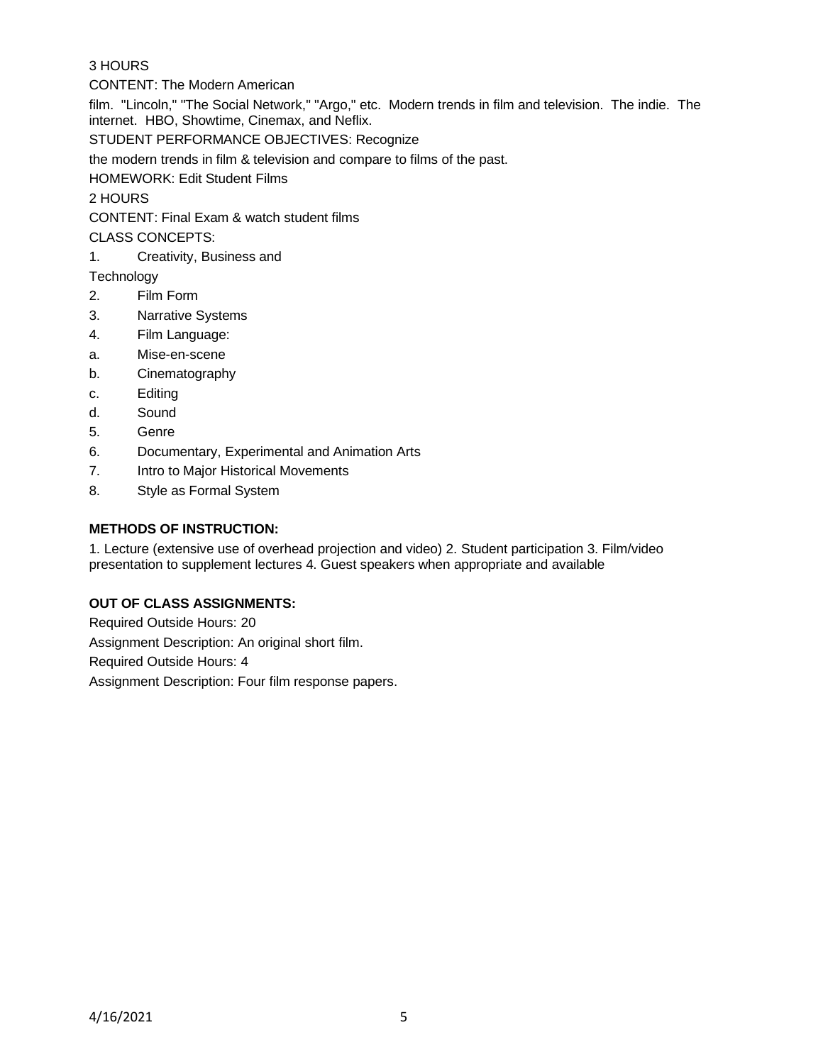3 HOURS

CONTENT: The Modern American

film. "Lincoln," "The Social Network," "Argo," etc. Modern trends in film and television. The indie. The internet. HBO, Showtime, Cinemax, and Neflix.

STUDENT PERFORMANCE OBJECTIVES: Recognize

the modern trends in film & television and compare to films of the past.

HOMEWORK: Edit Student Films

2 HOURS

CONTENT: Final Exam & watch student films

CLASS CONCEPTS:

1. Creativity, Business and Technology
2. Film Form
3. Narrative Systems
4. Film Language:
   a. Mise-en-scene
   b. Cinematography
   c. Editing
   d. Sound
5. Genre
6. Documentary, Experimental and Animation Arts
7. Intro to Major Historical Movements
8. Style as Formal System

**METHODS OF INSTRUCTION:**

1. Lecture (extensive use of overhead projection and video) 2. Student participation 3. Film/video presentation to supplement lectures 4. Guest speakers when appropriate and available

**OUT OF CLASS ASSIGNMENTS:**

Required Outside Hours: 20

Assignment Description: An original short film.

Required Outside Hours: 4

Assignment Description: Four film response papers.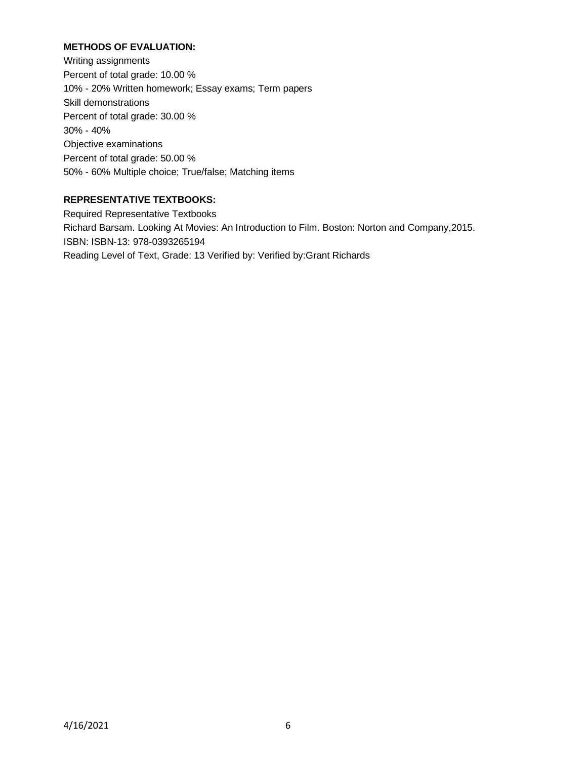**METHODS OF EVALUATION:**

Writing assignments
Percent of total grade: 10.00 %
10% - 20% Written homework; Essay exams; Term papers
Skill demonstrations
Percent of total grade: 30.00 %
30% - 40%
Objective examinations
Percent of total grade: 50.00 %
50% - 60% Multiple choice; True/false; Matching items

**REPRESENTATIVE TEXTBOOKS:**

Required Representative Textbooks
Richard Barsam. Looking At Movies: An Introduction to Film. Boston: Norton and Company,2015.
ISBN: ISBN-13: 978-0393265194
Reading Level of Text, Grade: 13 Verified by: Verified by:Grant Richards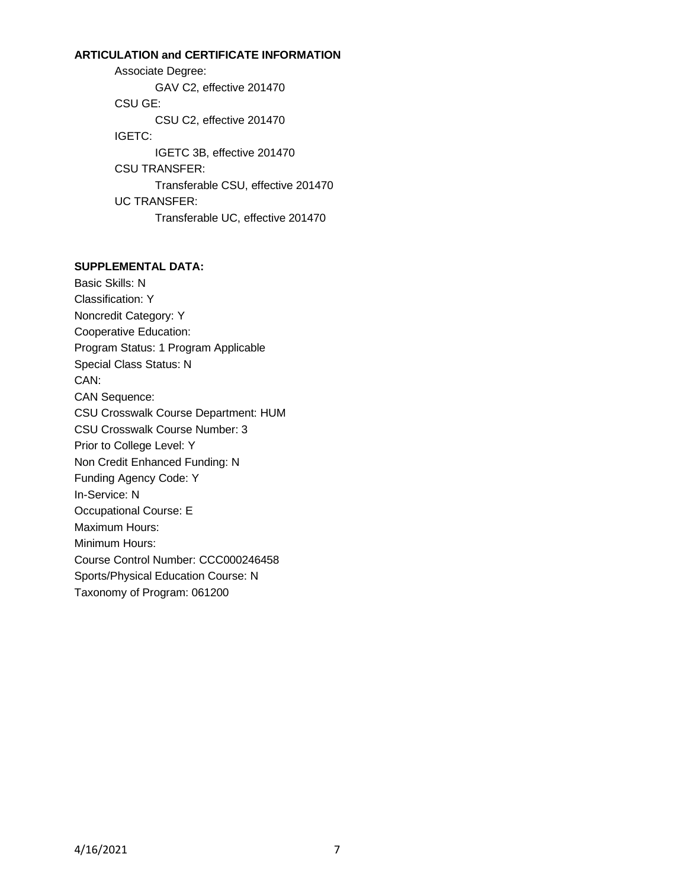**ARTICULATION and CERTIFICATE INFORMATION**

Associate Degree:

GAV C2, effective 201470

CSU GE:

CSU C2, effective 201470

IGETC:

IGETC 3B, effective 201470

CSU TRANSFER:

Transferable CSU, effective 201470

UC TRANSFER:

Transferable UC, effective 201470

**SUPPLEMENTAL DATA:**

Basic Skills: N
Classification: Y
Noncredit Category: Y
Cooperative Education:
Program Status: 1 Program Applicable
Special Class Status: N
CAN:
CAN Sequence:
CSU Crosswalk Course Department: HUM
CSU Crosswalk Course Number: 3
Prior to College Level: Y
Non Credit Enhanced Funding: N
Funding Agency Code: Y
In-Service: N
Occupational Course: E
Maximum Hours:
Minimum Hours:
Course Control Number: CCC000246458
Sports/Physical Education Course: N
Taxonomy of Program: 061200